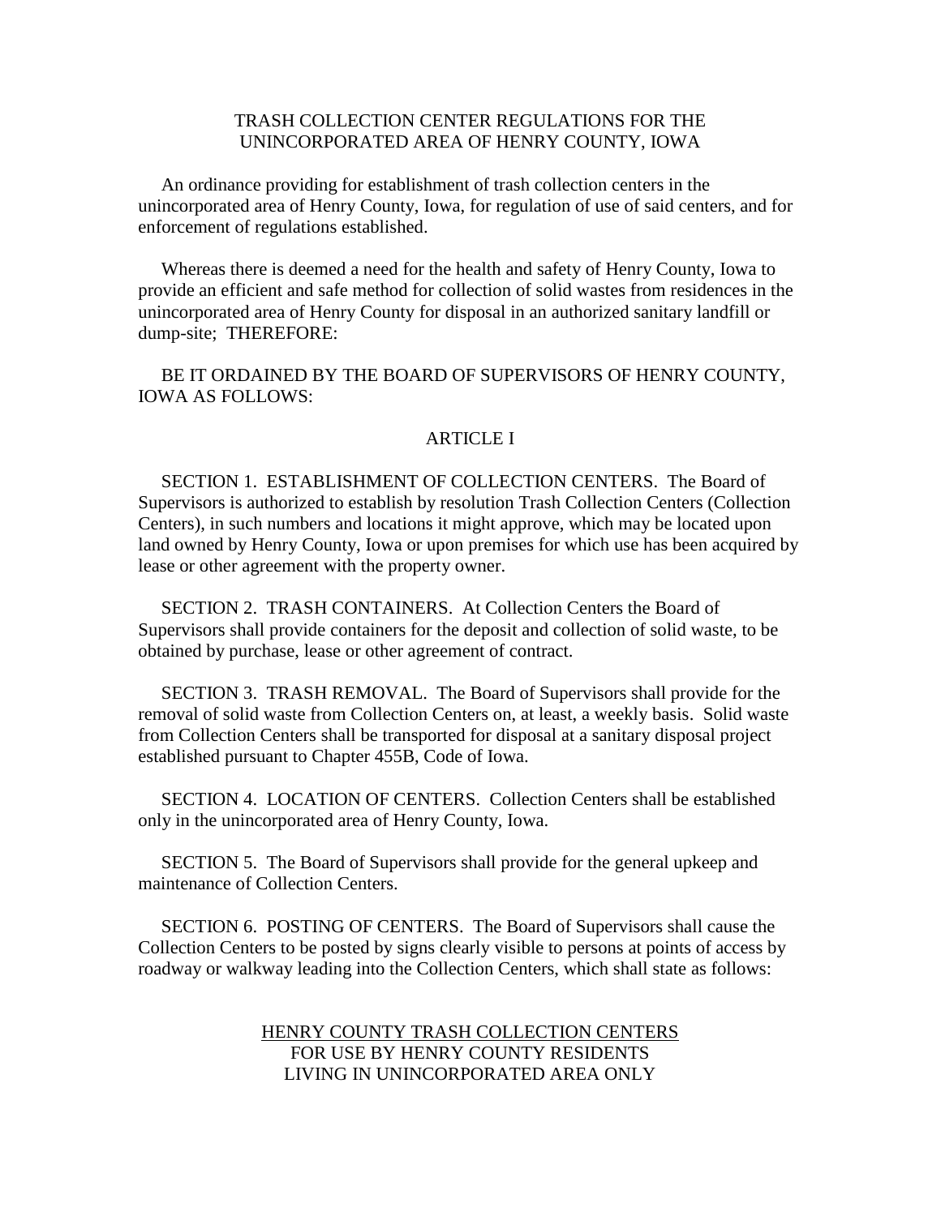# TRASH COLLECTION CENTER REGULATIONS FOR THE UNINCORPORATED AREA OF HENRY COUNTY, IOWA

An ordinance providing for establishment of trash collection centers in the unincorporated area of Henry County, Iowa, for regulation of use of said centers, and for enforcement of regulations established.

Whereas there is deemed a need for the health and safety of Henry County, Iowa to provide an efficient and safe method for collection of solid wastes from residences in the unincorporated area of Henry County for disposal in an authorized sanitary landfill or dump-site; THEREFORE:

BE IT ORDAINED BY THE BOARD OF SUPERVISORS OF HENRY COUNTY, IOWA AS FOLLOWS:

## ARTICLE I

SECTION 1. ESTABLISHMENT OF COLLECTION CENTERS. The Board of Supervisors is authorized to establish by resolution Trash Collection Centers (Collection Centers), in such numbers and locations it might approve, which may be located upon land owned by Henry County, Iowa or upon premises for which use has been acquired by lease or other agreement with the property owner.

SECTION 2. TRASH CONTAINERS. At Collection Centers the Board of Supervisors shall provide containers for the deposit and collection of solid waste, to be obtained by purchase, lease or other agreement of contract.

SECTION 3. TRASH REMOVAL. The Board of Supervisors shall provide for the removal of solid waste from Collection Centers on, at least, a weekly basis. Solid waste from Collection Centers shall be transported for disposal at a sanitary disposal project established pursuant to Chapter 455B, Code of Iowa.

SECTION 4. LOCATION OF CENTERS. Collection Centers shall be established only in the unincorporated area of Henry County, Iowa.

SECTION 5. The Board of Supervisors shall provide for the general upkeep and maintenance of Collection Centers.

SECTION 6. POSTING OF CENTERS. The Board of Supervisors shall cause the Collection Centers to be posted by signs clearly visible to persons at points of access by roadway or walkway leading into the Collection Centers, which shall state as follows:

<u>HENRY COUNTY TRASH COLLECTION CENTERS</u>
FOR USE BY HENRY COUNTY RESIDENTS
LIVING IN UNINCORPORATED AREA ONLY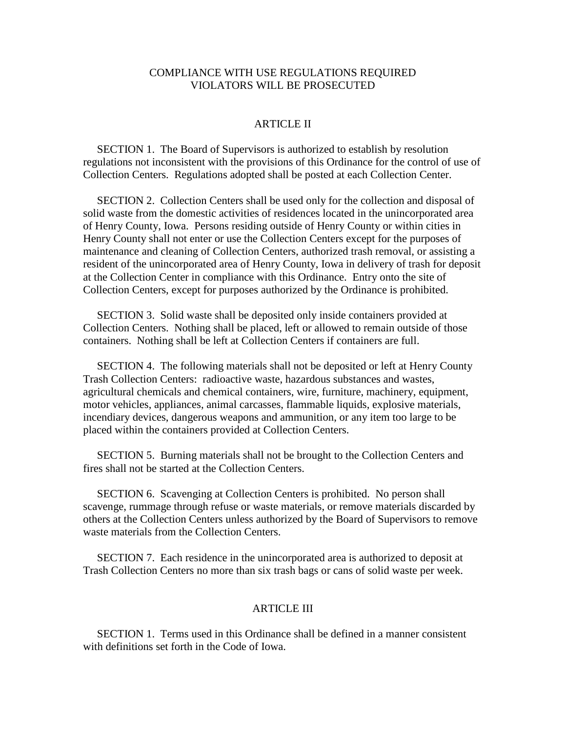COMPLIANCE WITH USE REGULATIONS REQUIRED
VIOLATORS WILL BE PROSECUTED

## ARTICLE II

SECTION 1. The Board of Supervisors is authorized to establish by resolution regulations not inconsistent with the provisions of this Ordinance for the control of use of Collection Centers. Regulations adopted shall be posted at each Collection Center.

SECTION 2. Collection Centers shall be used only for the collection and disposal of solid waste from the domestic activities of residences located in the unincorporated area of Henry County, Iowa. Persons residing outside of Henry County or within cities in Henry County shall not enter or use the Collection Centers except for the purposes of maintenance and cleaning of Collection Centers, authorized trash removal, or assisting a resident of the unincorporated area of Henry County, Iowa in delivery of trash for deposit at the Collection Center in compliance with this Ordinance. Entry onto the site of Collection Centers, except for purposes authorized by the Ordinance is prohibited.

SECTION 3. Solid waste shall be deposited only inside containers provided at Collection Centers. Nothing shall be placed, left or allowed to remain outside of those containers. Nothing shall be left at Collection Centers if containers are full.

SECTION 4. The following materials shall not be deposited or left at Henry County Trash Collection Centers: radioactive waste, hazardous substances and wastes, agricultural chemicals and chemical containers, wire, furniture, machinery, equipment, motor vehicles, appliances, animal carcasses, flammable liquids, explosive materials, incendiary devices, dangerous weapons and ammunition, or any item too large to be placed within the containers provided at Collection Centers.

SECTION 5. Burning materials shall not be brought to the Collection Centers and fires shall not be started at the Collection Centers.

SECTION 6. Scavenging at Collection Centers is prohibited. No person shall scavenge, rummage through refuse or waste materials, or remove materials discarded by others at the Collection Centers unless authorized by the Board of Supervisors to remove waste materials from the Collection Centers.

SECTION 7. Each residence in the unincorporated area is authorized to deposit at Trash Collection Centers no more than six trash bags or cans of solid waste per week.

## ARTICLE III

SECTION 1. Terms used in this Ordinance shall be defined in a manner consistent with definitions set forth in the Code of Iowa.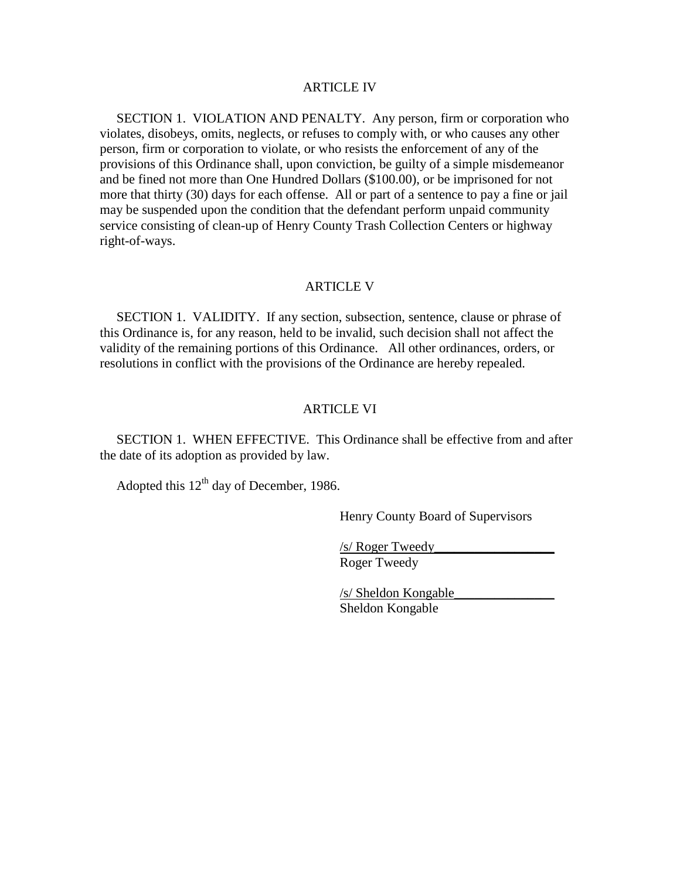## ARTICLE IV

SECTION 1. VIOLATION AND PENALTY. Any person, firm or corporation who violates, disobeys, omits, neglects, or refuses to comply with, or who causes any other person, firm or corporation to violate, or who resists the enforcement of any of the provisions of this Ordinance shall, upon conviction, be guilty of a simple misdemeanor and be fined not more than One Hundred Dollars ($100.00), or be imprisoned for not more that thirty (30) days for each offense. All or part of a sentence to pay a fine or jail may be suspended upon the condition that the defendant perform unpaid community service consisting of clean-up of Henry County Trash Collection Centers or highway right-of-ways.

## ARTICLE V

SECTION 1. VALIDITY. If any section, subsection, sentence, clause or phrase of this Ordinance is, for any reason, held to be invalid, such decision shall not affect the validity of the remaining portions of this Ordinance. All other ordinances, orders, or resolutions in conflict with the provisions of the Ordinance are hereby repealed.

## ARTICLE VI

SECTION 1. WHEN EFFECTIVE. This Ordinance shall be effective from and after the date of its adoption as provided by law.

Adopted this 12th day of December, 1986.

Henry County Board of Supervisors

/s/ Roger Tweedy___________________
Roger Tweedy

/s/ Sheldon Kongable________________
Sheldon Kongable